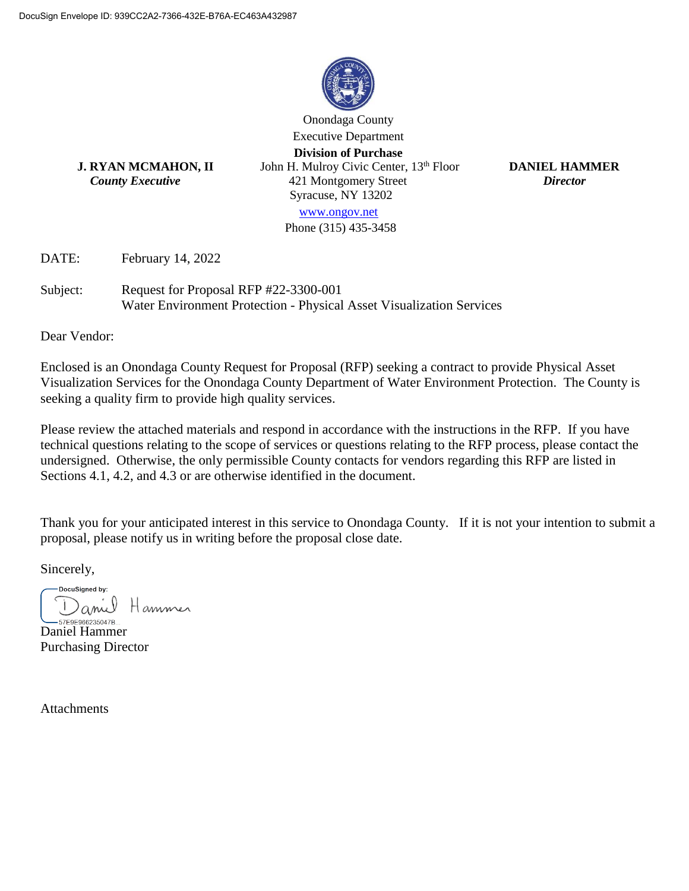DocuSign Envelope ID: 939CC2A2-7366-432E-B76A-EC463A432987

Onondaga County
Executive Department
**Division of Purchase**
John H. Mulroy Civic Center, 13th Floor
421 Montgomery Street
Syracuse, NY 13202
www.ongov.net
Phone (315) 435-3458

**J. RYAN MCMAHON, II**
*County Executive*

**DANIEL HAMMER**
*Director*

DATE: February 14, 2022

Subject: Request for Proposal RFP #22-3300-001
Water Environment Protection - Physical Asset Visualization Services

Dear Vendor:

Enclosed is an Onondaga County Request for Proposal (RFP) seeking a contract to provide Physical Asset Visualization Services for the Onondaga County Department of Water Environment Protection. The County is seeking a quality firm to provide high quality services.

Please review the attached materials and respond in accordance with the instructions in the RFP. If you have technical questions relating to the scope of services or questions relating to the RFP process, please contact the undersigned. Otherwise, the only permissible County contacts for vendors regarding this RFP are listed in Sections 4.1, 4.2, and 4.3 or are otherwise identified in the document.

Thank you for your anticipated interest in this service to Onondaga County. If it is not your intention to submit a proposal, please notify us in writing before the proposal close date.

Sincerely,

DocuSigned by:
Daniel Hammer
57E9E966235047B...

Daniel Hammer
Purchasing Director

Attachments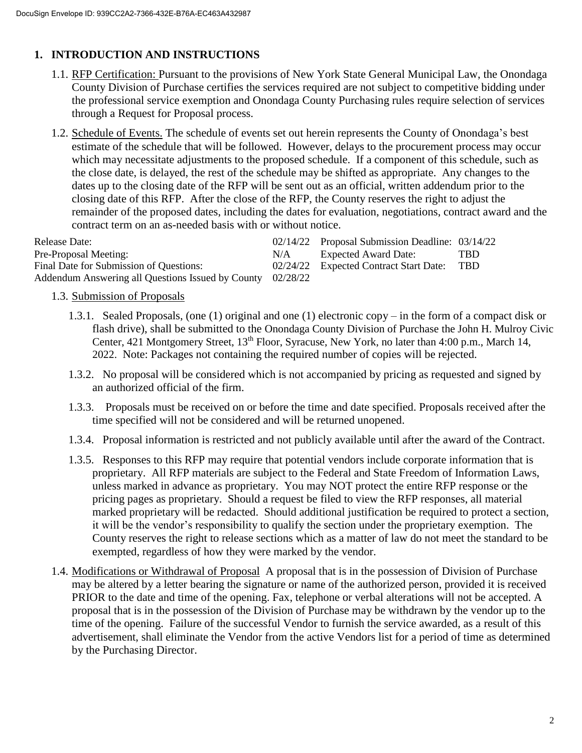## 1. INTRODUCTION AND INSTRUCTIONS

1.1. RFP Certification: Pursuant to the provisions of New York State General Municipal Law, the Onondaga County Division of Purchase certifies the services required are not subject to competitive bidding under the professional service exemption and Onondaga County Purchasing rules require selection of services through a Request for Proposal process.

1.2. Schedule of Events. The schedule of events set out herein represents the County of Onondaga's best estimate of the schedule that will be followed. However, delays to the procurement process may occur which may necessitate adjustments to the proposed schedule. If a component of this schedule, such as the close date, is delayed, the rest of the schedule may be shifted as appropriate. Any changes to the dates up to the closing date of the RFP will be sent out as an official, written addendum prior to the closing date of this RFP. After the close of the RFP, the County reserves the right to adjust the remainder of the proposed dates, including the dates for evaluation, negotiations, contract award and the contract term on an as-needed basis with or without notice.

| | | | |
|---|---|---|---|
| Release Date: | 02/14/22 | Proposal Submission Deadline: | 03/14/22 |
| Pre-Proposal Meeting: | N/A | Expected Award Date: | TBD |
| Final Date for Submission of Questions: | 02/24/22 | Expected Contract Start Date: | TBD |
| Addendum Answering all Questions Issued by County | 02/28/22 | | |

1.3. Submission of Proposals

1.3.1. Sealed Proposals, (one (1) original and one (1) electronic copy – in the form of a compact disk or flash drive), shall be submitted to the Onondaga County Division of Purchase the John H. Mulroy Civic Center, 421 Montgomery Street, 13th Floor, Syracuse, New York, no later than 4:00 p.m., March 14, 2022. Note: Packages not containing the required number of copies will be rejected.

1.3.2. No proposal will be considered which is not accompanied by pricing as requested and signed by an authorized official of the firm.

1.3.3. Proposals must be received on or before the time and date specified. Proposals received after the time specified will not be considered and will be returned unopened.

1.3.4. Proposal information is restricted and not publicly available until after the award of the Contract.

1.3.5. Responses to this RFP may require that potential vendors include corporate information that is proprietary. All RFP materials are subject to the Federal and State Freedom of Information Laws, unless marked in advance as proprietary. You may NOT protect the entire RFP response or the pricing pages as proprietary. Should a request be filed to view the RFP responses, all material marked proprietary will be redacted. Should additional justification be required to protect a section, it will be the vendor's responsibility to qualify the section under the proprietary exemption. The County reserves the right to release sections which as a matter of law do not meet the standard to be exempted, regardless of how they were marked by the vendor.

1.4. Modifications or Withdrawal of Proposal A proposal that is in the possession of Division of Purchase may be altered by a letter bearing the signature or name of the authorized person, provided it is received PRIOR to the date and time of the opening. Fax, telephone or verbal alterations will not be accepted. A proposal that is in the possession of the Division of Purchase may be withdrawn by the vendor up to the time of the opening. Failure of the successful Vendor to furnish the service awarded, as a result of this advertisement, shall eliminate the Vendor from the active Vendors list for a period of time as determined by the Purchasing Director.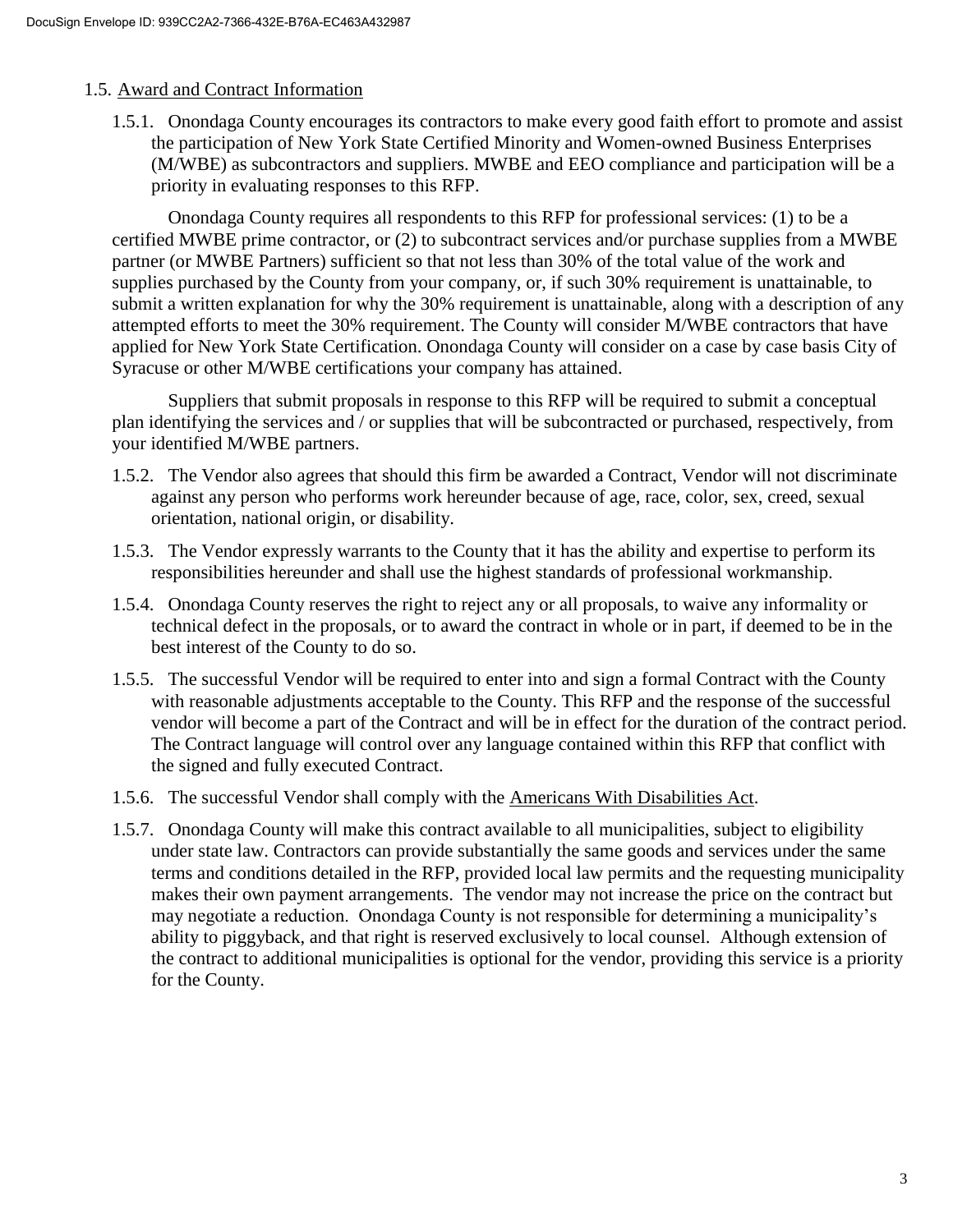## 1.5. Award and Contract Information

1.5.1. Onondaga County encourages its contractors to make every good faith effort to promote and assist the participation of New York State Certified Minority and Women-owned Business Enterprises (M/WBE) as subcontractors and suppliers. MWBE and EEO compliance and participation will be a priority in evaluating responses to this RFP.

Onondaga County requires all respondents to this RFP for professional services: (1) to be a certified MWBE prime contractor, or (2) to subcontract services and/or purchase supplies from a MWBE partner (or MWBE Partners) sufficient so that not less than 30% of the total value of the work and supplies purchased by the County from your company, or, if such 30% requirement is unattainable, to submit a written explanation for why the 30% requirement is unattainable, along with a description of any attempted efforts to meet the 30% requirement. The County will consider M/WBE contractors that have applied for New York State Certification. Onondaga County will consider on a case by case basis City of Syracuse or other M/WBE certifications your company has attained.

Suppliers that submit proposals in response to this RFP will be required to submit a conceptual plan identifying the services and / or supplies that will be subcontracted or purchased, respectively, from your identified M/WBE partners.

1.5.2. The Vendor also agrees that should this firm be awarded a Contract, Vendor will not discriminate against any person who performs work hereunder because of age, race, color, sex, creed, sexual orientation, national origin, or disability.

1.5.3. The Vendor expressly warrants to the County that it has the ability and expertise to perform its responsibilities hereunder and shall use the highest standards of professional workmanship.

1.5.4. Onondaga County reserves the right to reject any or all proposals, to waive any informality or technical defect in the proposals, or to award the contract in whole or in part, if deemed to be in the best interest of the County to do so.

1.5.5. The successful Vendor will be required to enter into and sign a formal Contract with the County with reasonable adjustments acceptable to the County. This RFP and the response of the successful vendor will become a part of the Contract and will be in effect for the duration of the contract period. The Contract language will control over any language contained within this RFP that conflict with the signed and fully executed Contract.

1.5.6. The successful Vendor shall comply with the Americans With Disabilities Act.

1.5.7. Onondaga County will make this contract available to all municipalities, subject to eligibility under state law. Contractors can provide substantially the same goods and services under the same terms and conditions detailed in the RFP, provided local law permits and the requesting municipality makes their own payment arrangements. The vendor may not increase the price on the contract but may negotiate a reduction. Onondaga County is not responsible for determining a municipality's ability to piggyback, and that right is reserved exclusively to local counsel. Although extension of the contract to additional municipalities is optional for the vendor, providing this service is a priority for the County.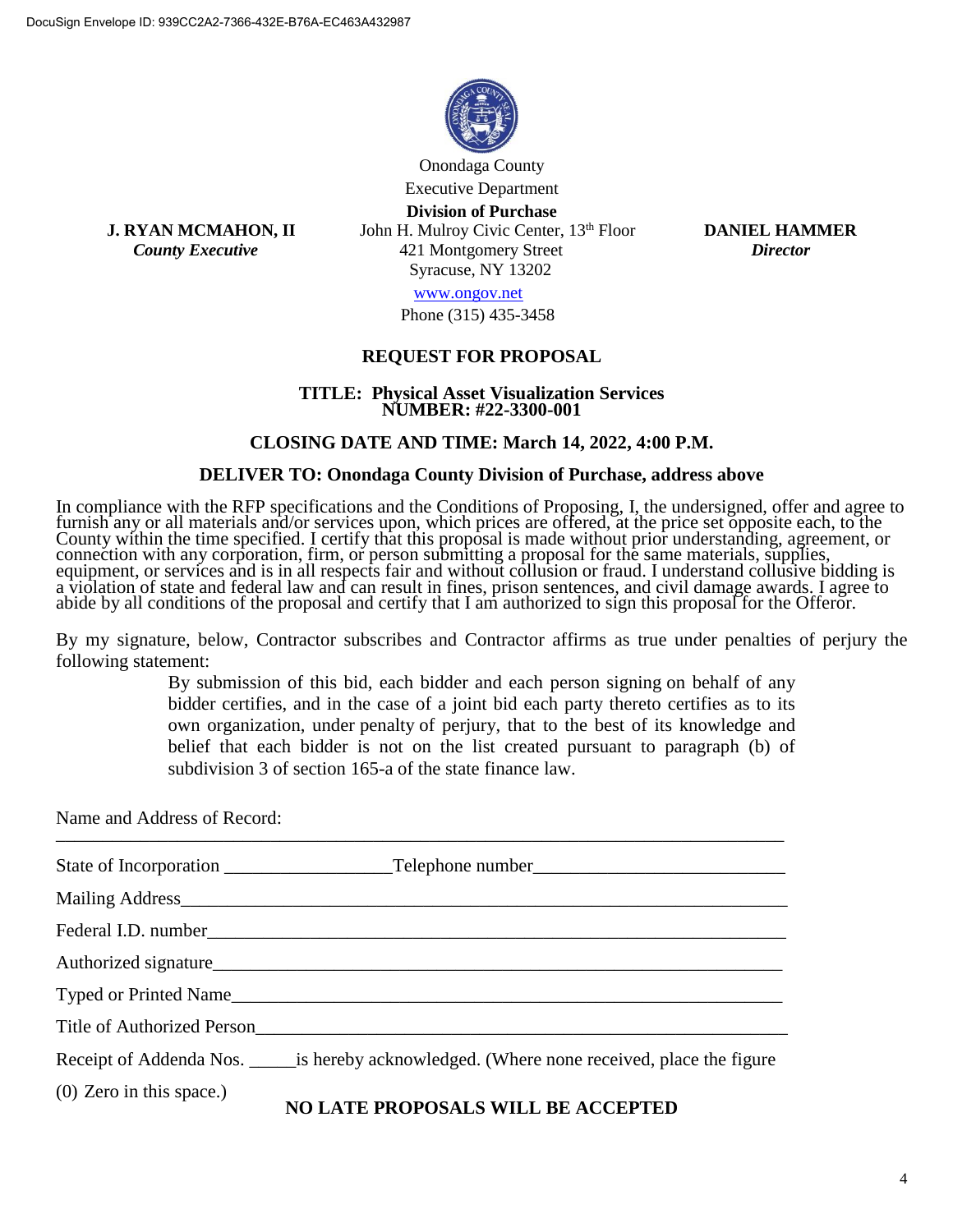DocuSign Envelope ID: 939CC2A2-7366-432E-B76A-EC463A432987

Onondaga County
Executive Department
**Division of Purchase**
John H. Mulroy Civic Center, 13th Floor
421 Montgomery Street
Syracuse, NY 13202
www.ongov.net
Phone (315) 435-3458

**J. RYAN MCMAHON, II**
***County Executive***

**DANIEL HAMMER**
***Director***

## REQUEST FOR PROPOSAL

### TITLE: Physical Asset Visualization Services
### NUMBER: #22-3300-001

### CLOSING DATE AND TIME: March 14, 2022, 4:00 P.M.

### DELIVER TO: Onondaga County Division of Purchase, address above

In compliance with the RFP specifications and the Conditions of Proposing, I, the undersigned, offer and agree to furnish any or all materials and/or services upon, which prices are offered, at the price set opposite each, to the County within the time specified. I certify that this proposal is made without prior understanding, agreement, or connection with any corporation, firm, or person submitting a proposal for the same materials, supplies, equipment, or services and is in all respects fair and without collusion or fraud. I understand collusive bidding is a violation of state and federal law and can result in fines, prison sentences, and civil damage awards. I agree to abide by all conditions of the proposal and certify that I am authorized to sign this proposal for the Offeror.

By my signature, below, Contractor subscribes and Contractor affirms as true under penalties of perjury the following statement:

> By submission of this bid, each bidder and each person signing on behalf of any bidder certifies, and in the case of a joint bid each party thereto certifies as to its own organization, under penalty of perjury, that to the best of its knowledge and belief that each bidder is not on the list created pursuant to paragraph (b) of subdivision 3 of section 165-a of the state finance law.

Name and Address of Record:
______________________________________________________________________________

State of Incorporation _________________ Telephone number __________________________

Mailing Address_____________________________________________________________

Federal I.D. number__________________________________________________________

Authorized signature_________________________________________________________

Typed or Printed Name________________________________________________________

Title of Authorized Person_____________________________________________________

Receipt of Addenda Nos. _____is hereby acknowledged. (Where none received, place the figure (0) Zero in this space.)

**NO LATE PROPOSALS WILL BE ACCEPTED**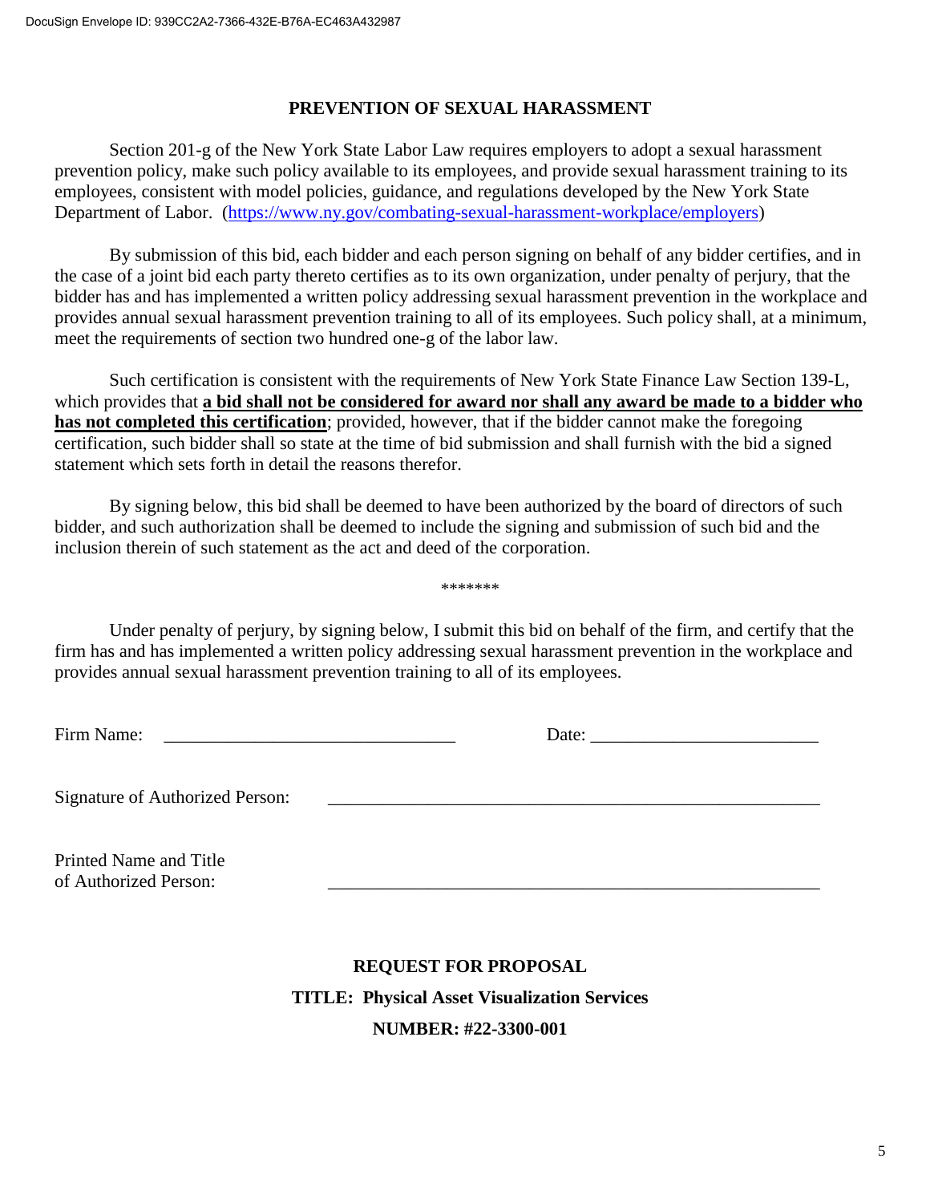## PREVENTION OF SEXUAL HARASSMENT

Section 201-g of the New York State Labor Law requires employers to adopt a sexual harassment prevention policy, make such policy available to its employees, and provide sexual harassment training to its employees, consistent with model policies, guidance, and regulations developed by the New York State Department of Labor. (https://www.ny.gov/combating-sexual-harassment-workplace/employers)

By submission of this bid, each bidder and each person signing on behalf of any bidder certifies, and in the case of a joint bid each party thereto certifies as to its own organization, under penalty of perjury, that the bidder has and has implemented a written policy addressing sexual harassment prevention in the workplace and provides annual sexual harassment prevention training to all of its employees. Such policy shall, at a minimum, meet the requirements of section two hundred one-g of the labor law.

Such certification is consistent with the requirements of New York State Finance Law Section 139-L, which provides that **a bid shall not be considered for award nor shall any award be made to a bidder who has not completed this certification**; provided, however, that if the bidder cannot make the foregoing certification, such bidder shall so state at the time of bid submission and shall furnish with the bid a signed statement which sets forth in detail the reasons therefor.

By signing below, this bid shall be deemed to have been authorized by the board of directors of such bidder, and such authorization shall be deemed to include the signing and submission of such bid and the inclusion therein of such statement as the act and deed of the corporation.

*******

Under penalty of perjury, by signing below, I submit this bid on behalf of the firm, and certify that the firm has and has implemented a written policy addressing sexual harassment prevention in the workplace and provides annual sexual harassment prevention training to all of its employees.

Firm Name: ________________________________ Date: _________________________

Signature of Authorized Person: _______________________________________________________

Printed Name and Title of Authorized Person: _______________________________________________________

**REQUEST FOR PROPOSAL**

**TITLE: Physical Asset Visualization Services**

**NUMBER: #22-3300-001**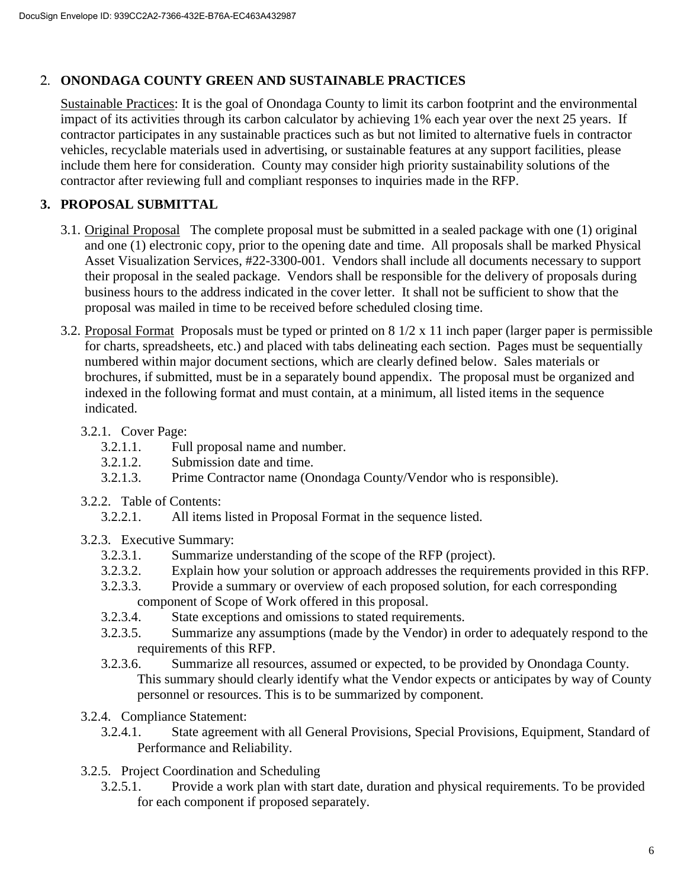## 2. ONONDAGA COUNTY GREEN AND SUSTAINABLE PRACTICES

Sustainable Practices: It is the goal of Onondaga County to limit its carbon footprint and the environmental impact of its activities through its carbon calculator by achieving 1% each year over the next 25 years. If contractor participates in any sustainable practices such as but not limited to alternative fuels in contractor vehicles, recyclable materials used in advertising, or sustainable features at any support facilities, please include them here for consideration. County may consider high priority sustainability solutions of the contractor after reviewing full and compliant responses to inquiries made in the RFP.

## 3. PROPOSAL SUBMITTAL

3.1. Original Proposal The complete proposal must be submitted in a sealed package with one (1) original and one (1) electronic copy, prior to the opening date and time. All proposals shall be marked Physical Asset Visualization Services, #22-3300-001. Vendors shall include all documents necessary to support their proposal in the sealed package. Vendors shall be responsible for the delivery of proposals during business hours to the address indicated in the cover letter. It shall not be sufficient to show that the proposal was mailed in time to be received before scheduled closing time.

3.2. Proposal Format Proposals must be typed or printed on 8 1/2 x 11 inch paper (larger paper is permissible for charts, spreadsheets, etc.) and placed with tabs delineating each section. Pages must be sequentially numbered within major document sections, which are clearly defined below. Sales materials or brochures, if submitted, must be in a separately bound appendix. The proposal must be organized and indexed in the following format and must contain, at a minimum, all listed items in the sequence indicated.

3.2.1. Cover Page:

- 3.2.1.1. Full proposal name and number.
- 3.2.1.2. Submission date and time.
- 3.2.1.3. Prime Contractor name (Onondaga County/Vendor who is responsible).

3.2.2. Table of Contents:

- 3.2.2.1. All items listed in Proposal Format in the sequence listed.

3.2.3. Executive Summary:

- 3.2.3.1. Summarize understanding of the scope of the RFP (project).
- 3.2.3.2. Explain how your solution or approach addresses the requirements provided in this RFP.
- 3.2.3.3. Provide a summary or overview of each proposed solution, for each corresponding component of Scope of Work offered in this proposal.
- 3.2.3.4. State exceptions and omissions to stated requirements.
- 3.2.3.5. Summarize any assumptions (made by the Vendor) in order to adequately respond to the requirements of this RFP.
- 3.2.3.6. Summarize all resources, assumed or expected, to be provided by Onondaga County. This summary should clearly identify what the Vendor expects or anticipates by way of County personnel or resources. This is to be summarized by component.

3.2.4. Compliance Statement:

- 3.2.4.1. State agreement with all General Provisions, Special Provisions, Equipment, Standard of Performance and Reliability.

3.2.5. Project Coordination and Scheduling

- 3.2.5.1. Provide a work plan with start date, duration and physical requirements. To be provided for each component if proposed separately.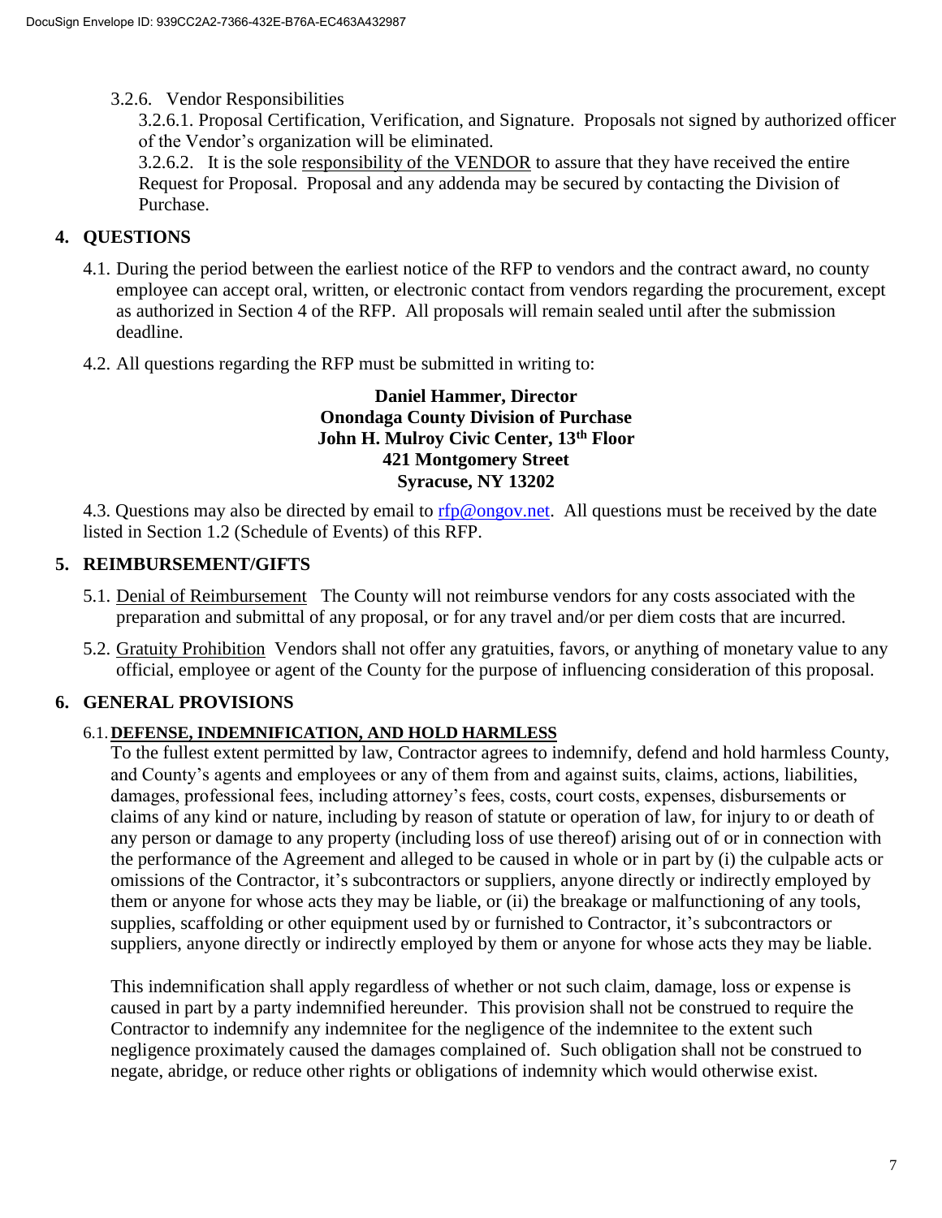3.2.6. Vendor Responsibilities

3.2.6.1. Proposal Certification, Verification, and Signature. Proposals not signed by authorized officer of the Vendor's organization will be eliminated.

3.2.6.2. It is the sole responsibility of the VENDOR to assure that they have received the entire Request for Proposal. Proposal and any addenda may be secured by contacting the Division of Purchase.

## 4. QUESTIONS

4.1. During the period between the earliest notice of the RFP to vendors and the contract award, no county employee can accept oral, written, or electronic contact from vendors regarding the procurement, except as authorized in Section 4 of the RFP. All proposals will remain sealed until after the submission deadline.

4.2. All questions regarding the RFP must be submitted in writing to:

**Daniel Hammer, Director**
**Onondaga County Division of Purchase**
**John H. Mulroy Civic Center, 13th Floor**
**421 Montgomery Street**
**Syracuse, NY 13202**

4.3. Questions may also be directed by email to rfp@ongov.net. All questions must be received by the date listed in Section 1.2 (Schedule of Events) of this RFP.

## 5. REIMBURSEMENT/GIFTS

5.1. Denial of Reimbursement The County will not reimburse vendors for any costs associated with the preparation and submittal of any proposal, or for any travel and/or per diem costs that are incurred.

5.2. Gratuity Prohibition Vendors shall not offer any gratuities, favors, or anything of monetary value to any official, employee or agent of the County for the purpose of influencing consideration of this proposal.

## 6. GENERAL PROVISIONS

6.1. **DEFENSE, INDEMNIFICATION, AND HOLD HARMLESS**

To the fullest extent permitted by law, Contractor agrees to indemnify, defend and hold harmless County, and County's agents and employees or any of them from and against suits, claims, actions, liabilities, damages, professional fees, including attorney's fees, costs, court costs, expenses, disbursements or claims of any kind or nature, including by reason of statute or operation of law, for injury to or death of any person or damage to any property (including loss of use thereof) arising out of or in connection with the performance of the Agreement and alleged to be caused in whole or in part by (i) the culpable acts or omissions of the Contractor, it's subcontractors or suppliers, anyone directly or indirectly employed by them or anyone for whose acts they may be liable, or (ii) the breakage or malfunctioning of any tools, supplies, scaffolding or other equipment used by or furnished to Contractor, it's subcontractors or suppliers, anyone directly or indirectly employed by them or anyone for whose acts they may be liable.

This indemnification shall apply regardless of whether or not such claim, damage, loss or expense is caused in part by a party indemnified hereunder. This provision shall not be construed to require the Contractor to indemnify any indemnitee for the negligence of the indemnitee to the extent such negligence proximately caused the damages complained of. Such obligation shall not be construed to negate, abridge, or reduce other rights or obligations of indemnity which would otherwise exist.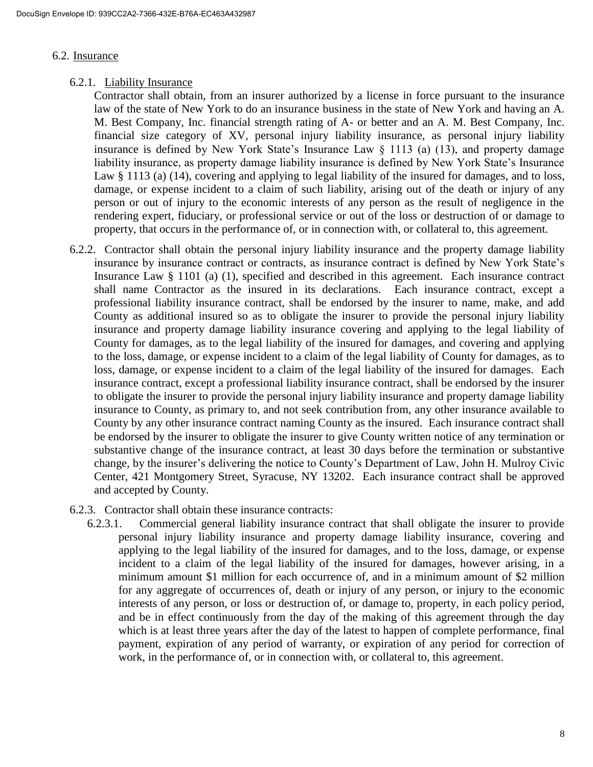## 6.2. Insurance

### 6.2.1. Liability Insurance

Contractor shall obtain, from an insurer authorized by a license in force pursuant to the insurance law of the state of New York to do an insurance business in the state of New York and having an A. M. Best Company, Inc. financial strength rating of A- or better and an A. M. Best Company, Inc. financial size category of XV, personal injury liability insurance, as personal injury liability insurance is defined by New York State's Insurance Law § 1113 (a) (13), and property damage liability insurance, as property damage liability insurance is defined by New York State's Insurance Law § 1113 (a) (14), covering and applying to legal liability of the insured for damages, and to loss, damage, or expense incident to a claim of such liability, arising out of the death or injury of any person or out of injury to the economic interests of any person as the result of negligence in the rendering expert, fiduciary, or professional service or out of the loss or destruction of or damage to property, that occurs in the performance of, or in connection with, or collateral to, this agreement.

6.2.2. Contractor shall obtain the personal injury liability insurance and the property damage liability insurance by insurance contract or contracts, as insurance contract is defined by New York State's Insurance Law § 1101 (a) (1), specified and described in this agreement. Each insurance contract shall name Contractor as the insured in its declarations. Each insurance contract, except a professional liability insurance contract, shall be endorsed by the insurer to name, make, and add County as additional insured so as to obligate the insurer to provide the personal injury liability insurance and property damage liability insurance covering and applying to the legal liability of County for damages, as to the legal liability of the insured for damages, and covering and applying to the loss, damage, or expense incident to a claim of the legal liability of County for damages, as to loss, damage, or expense incident to a claim of the legal liability of the insured for damages. Each insurance contract, except a professional liability insurance contract, shall be endorsed by the insurer to obligate the insurer to provide the personal injury liability insurance and property damage liability insurance to County, as primary to, and not seek contribution from, any other insurance available to County by any other insurance contract naming County as the insured. Each insurance contract shall be endorsed by the insurer to obligate the insurer to give County written notice of any termination or substantive change of the insurance contract, at least 30 days before the termination or substantive change, by the insurer's delivering the notice to County's Department of Law, John H. Mulroy Civic Center, 421 Montgomery Street, Syracuse, NY 13202. Each insurance contract shall be approved and accepted by County.

6.2.3. Contractor shall obtain these insurance contracts:

6.2.3.1. Commercial general liability insurance contract that shall obligate the insurer to provide personal injury liability insurance and property damage liability insurance, covering and applying to the legal liability of the insured for damages, and to the loss, damage, or expense incident to a claim of the legal liability of the insured for damages, however arising, in a minimum amount $1 million for each occurrence of, and in a minimum amount of $2 million for any aggregate of occurrences of, death or injury of any person, or injury to the economic interests of any person, or loss or destruction of, or damage to, property, in each policy period, and be in effect continuously from the day of the making of this agreement through the day which is at least three years after the day of the latest to happen of complete performance, final payment, expiration of any period of warranty, or expiration of any period for correction of work, in the performance of, or in connection with, or collateral to, this agreement.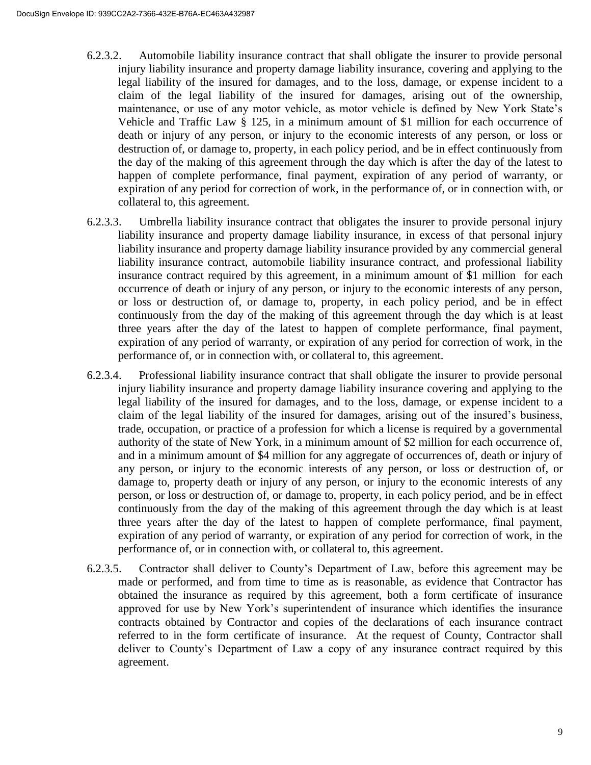6.2.3.2. Automobile liability insurance contract that shall obligate the insurer to provide personal injury liability insurance and property damage liability insurance, covering and applying to the legal liability of the insured for damages, and to the loss, damage, or expense incident to a claim of the legal liability of the insured for damages, arising out of the ownership, maintenance, or use of any motor vehicle, as motor vehicle is defined by New York State's Vehicle and Traffic Law § 125, in a minimum amount of $1 million for each occurrence of death or injury of any person, or injury to the economic interests of any person, or loss or destruction of, or damage to, property, in each policy period, and be in effect continuously from the day of the making of this agreement through the day which is after the day of the latest to happen of complete performance, final payment, expiration of any period of warranty, or expiration of any period for correction of work, in the performance of, or in connection with, or collateral to, this agreement.

6.2.3.3. Umbrella liability insurance contract that obligates the insurer to provide personal injury liability insurance and property damage liability insurance, in excess of that personal injury liability insurance and property damage liability insurance provided by any commercial general liability insurance contract, automobile liability insurance contract, and professional liability insurance contract required by this agreement, in a minimum amount of $1 million for each occurrence of death or injury of any person, or injury to the economic interests of any person, or loss or destruction of, or damage to, property, in each policy period, and be in effect continuously from the day of the making of this agreement through the day which is at least three years after the day of the latest to happen of complete performance, final payment, expiration of any period of warranty, or expiration of any period for correction of work, in the performance of, or in connection with, or collateral to, this agreement.

6.2.3.4. Professional liability insurance contract that shall obligate the insurer to provide personal injury liability insurance and property damage liability insurance covering and applying to the legal liability of the insured for damages, and to the loss, damage, or expense incident to a claim of the legal liability of the insured for damages, arising out of the insured's business, trade, occupation, or practice of a profession for which a license is required by a governmental authority of the state of New York, in a minimum amount of $2 million for each occurrence of, and in a minimum amount of $4 million for any aggregate of occurrences of, death or injury of any person, or injury to the economic interests of any person, or loss or destruction of, or damage to, property death or injury of any person, or injury to the economic interests of any person, or loss or destruction of, or damage to, property, in each policy period, and be in effect continuously from the day of the making of this agreement through the day which is at least three years after the day of the latest to happen of complete performance, final payment, expiration of any period of warranty, or expiration of any period for correction of work, in the performance of, or in connection with, or collateral to, this agreement.

6.2.3.5. Contractor shall deliver to County's Department of Law, before this agreement may be made or performed, and from time to time as is reasonable, as evidence that Contractor has obtained the insurance as required by this agreement, both a form certificate of insurance approved for use by New York's superintendent of insurance which identifies the insurance contracts obtained by Contractor and copies of the declarations of each insurance contract referred to in the form certificate of insurance. At the request of County, Contractor shall deliver to County's Department of Law a copy of any insurance contract required by this agreement.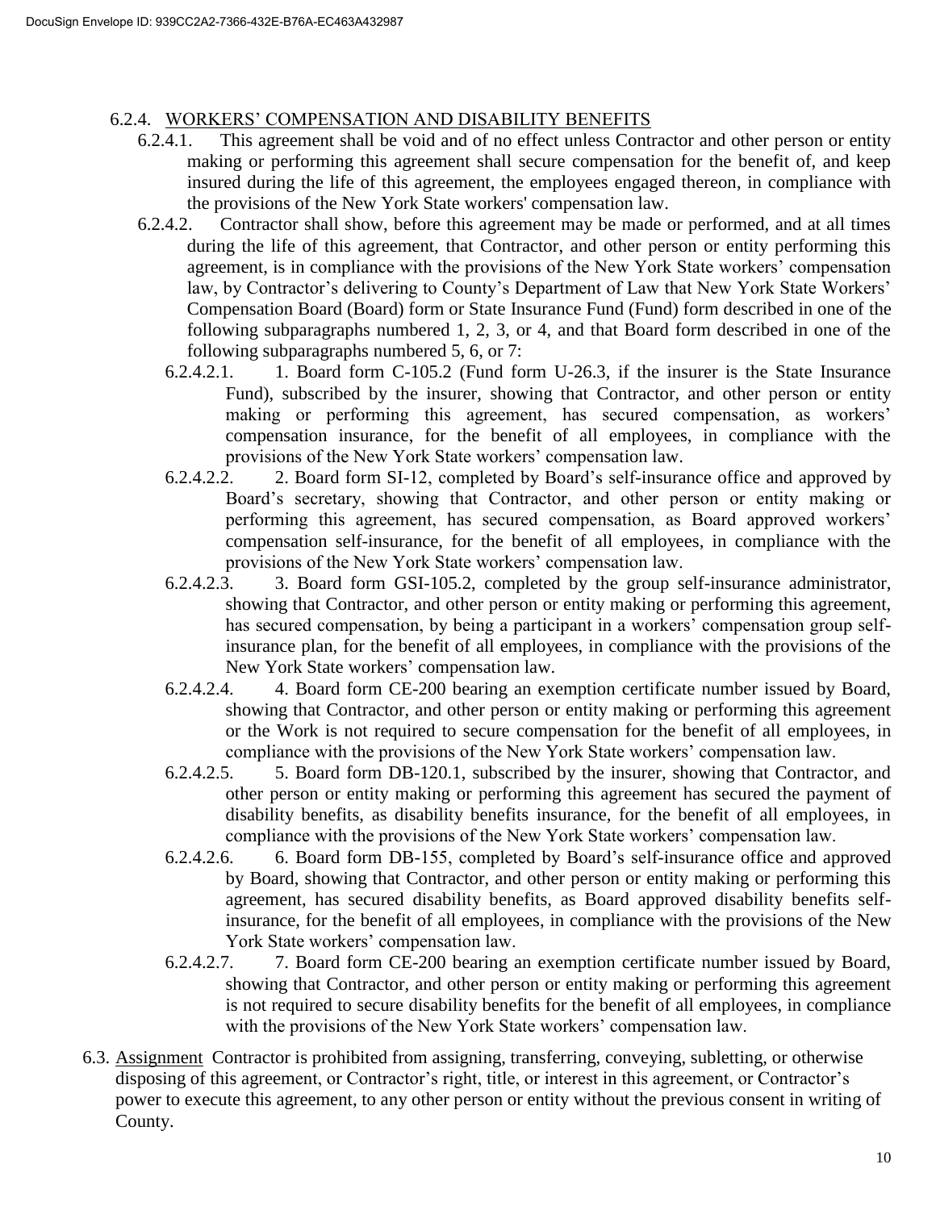6.2.4. <u>WORKERS’ COMPENSATION AND DISABILITY BENEFITS</u>

6.2.4.1. This agreement shall be void and of no effect unless Contractor and other person or entity making or performing this agreement shall secure compensation for the benefit of, and keep insured during the life of this agreement, the employees engaged thereon, in compliance with the provisions of the New York State workers' compensation law.

6.2.4.2. Contractor shall show, before this agreement may be made or performed, and at all times during the life of this agreement, that Contractor, and other person or entity performing this agreement, is in compliance with the provisions of the New York State workers’ compensation law, by Contractor’s delivering to County’s Department of Law that New York State Workers’ Compensation Board (Board) form or State Insurance Fund (Fund) form described in one of the following subparagraphs numbered 1, 2, 3, or 4, and that Board form described in one of the following subparagraphs numbered 5, 6, or 7:

6.2.4.2.1. 1. Board form C-105.2 (Fund form U-26.3, if the insurer is the State Insurance Fund), subscribed by the insurer, showing that Contractor, and other person or entity making or performing this agreement, has secured compensation, as workers’ compensation insurance, for the benefit of all employees, in compliance with the provisions of the New York State workers’ compensation law.

6.2.4.2.2. 2. Board form SI-12, completed by Board’s self-insurance office and approved by Board’s secretary, showing that Contractor, and other person or entity making or performing this agreement, has secured compensation, as Board approved workers’ compensation self-insurance, for the benefit of all employees, in compliance with the provisions of the New York State workers’ compensation law.

6.2.4.2.3. 3. Board form GSI-105.2, completed by the group self-insurance administrator, showing that Contractor, and other person or entity making or performing this agreement, has secured compensation, by being a participant in a workers’ compensation group self-insurance plan, for the benefit of all employees, in compliance with the provisions of the New York State workers’ compensation law.

6.2.4.2.4. 4. Board form CE-200 bearing an exemption certificate number issued by Board, showing that Contractor, and other person or entity making or performing this agreement or the Work is not required to secure compensation for the benefit of all employees, in compliance with the provisions of the New York State workers’ compensation law.

6.2.4.2.5. 5. Board form DB-120.1, subscribed by the insurer, showing that Contractor, and other person or entity making or performing this agreement has secured the payment of disability benefits, as disability benefits insurance, for the benefit of all employees, in compliance with the provisions of the New York State workers’ compensation law.

6.2.4.2.6. 6. Board form DB-155, completed by Board’s self-insurance office and approved by Board, showing that Contractor, and other person or entity making or performing this agreement, has secured disability benefits, as Board approved disability benefits self-insurance, for the benefit of all employees, in compliance with the provisions of the New York State workers’ compensation law.

6.2.4.2.7. 7. Board form CE-200 bearing an exemption certificate number issued by Board, showing that Contractor, and other person or entity making or performing this agreement is not required to secure disability benefits for the benefit of all employees, in compliance with the provisions of the New York State workers’ compensation law.

6.3. <u>Assignment</u> Contractor is prohibited from assigning, transferring, conveying, subletting, or otherwise disposing of this agreement, or Contractor’s right, title, or interest in this agreement, or Contractor’s power to execute this agreement, to any other person or entity without the previous consent in writing of County.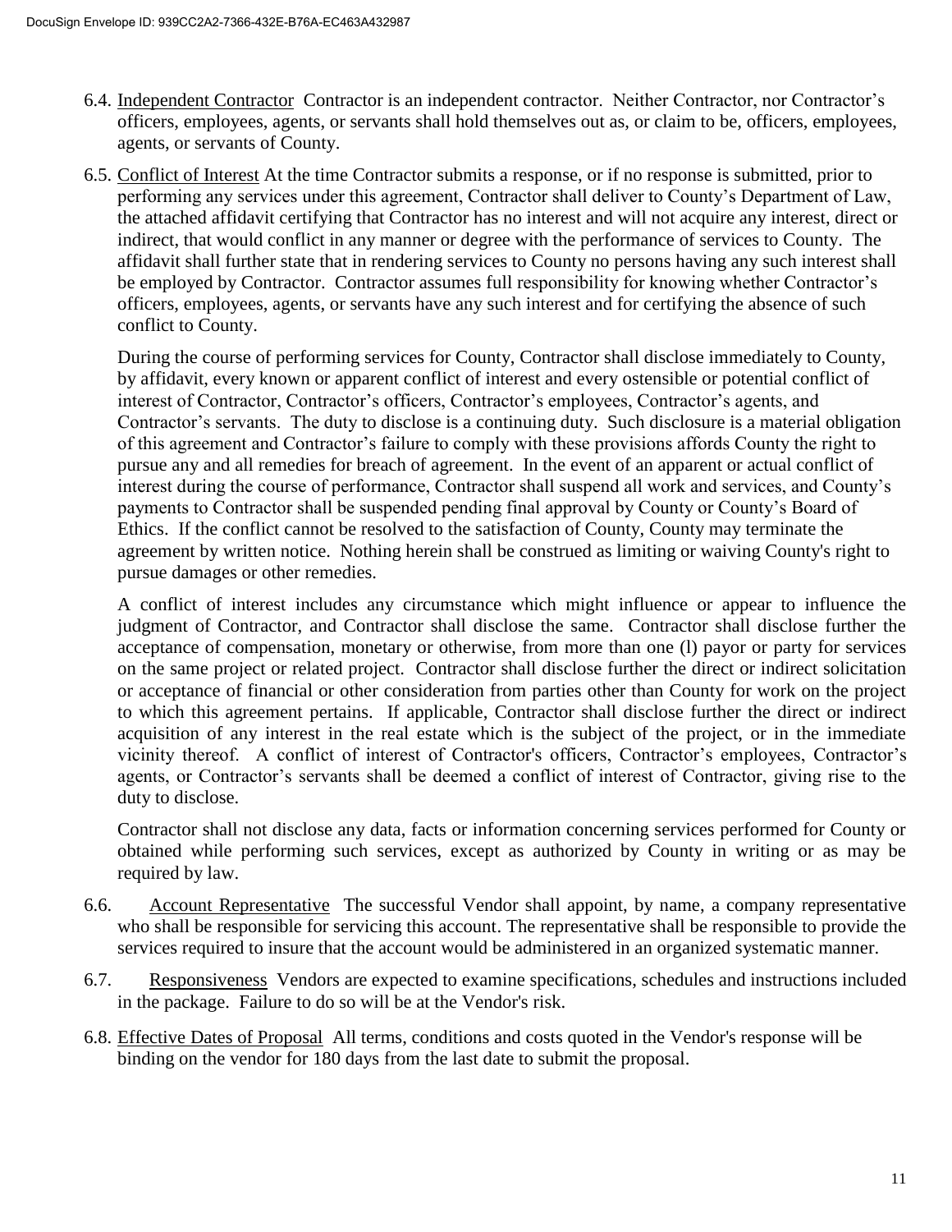6.4. <u>Independent Contractor</u> Contractor is an independent contractor. Neither Contractor, nor Contractor's officers, employees, agents, or servants shall hold themselves out as, or claim to be, officers, employees, agents, or servants of County.

6.5. <u>Conflict of Interest</u> At the time Contractor submits a response, or if no response is submitted, prior to performing any services under this agreement, Contractor shall deliver to County's Department of Law, the attached affidavit certifying that Contractor has no interest and will not acquire any interest, direct or indirect, that would conflict in any manner or degree with the performance of services to County. The affidavit shall further state that in rendering services to County no persons having any such interest shall be employed by Contractor. Contractor assumes full responsibility for knowing whether Contractor's officers, employees, agents, or servants have any such interest and for certifying the absence of such conflict to County.

During the course of performing services for County, Contractor shall disclose immediately to County, by affidavit, every known or apparent conflict of interest and every ostensible or potential conflict of interest of Contractor, Contractor's officers, Contractor's employees, Contractor's agents, and Contractor's servants. The duty to disclose is a continuing duty. Such disclosure is a material obligation of this agreement and Contractor's failure to comply with these provisions affords County the right to pursue any and all remedies for breach of agreement. In the event of an apparent or actual conflict of interest during the course of performance, Contractor shall suspend all work and services, and County's payments to Contractor shall be suspended pending final approval by County or County's Board of Ethics. If the conflict cannot be resolved to the satisfaction of County, County may terminate the agreement by written notice. Nothing herein shall be construed as limiting or waiving County's right to pursue damages or other remedies.

A conflict of interest includes any circumstance which might influence or appear to influence the judgment of Contractor, and Contractor shall disclose the same. Contractor shall disclose further the acceptance of compensation, monetary or otherwise, from more than one (l) payor or party for services on the same project or related project. Contractor shall disclose further the direct or indirect solicitation or acceptance of financial or other consideration from parties other than County for work on the project to which this agreement pertains. If applicable, Contractor shall disclose further the direct or indirect acquisition of any interest in the real estate which is the subject of the project, or in the immediate vicinity thereof. A conflict of interest of Contractor's officers, Contractor's employees, Contractor's agents, or Contractor's servants shall be deemed a conflict of interest of Contractor, giving rise to the duty to disclose.

Contractor shall not disclose any data, facts or information concerning services performed for County or obtained while performing such services, except as authorized by County in writing or as may be required by law.

6.6. <u>Account Representative</u> The successful Vendor shall appoint, by name, a company representative who shall be responsible for servicing this account. The representative shall be responsible to provide the services required to insure that the account would be administered in an organized systematic manner.

6.7. <u>Responsiveness</u> Vendors are expected to examine specifications, schedules and instructions included in the package. Failure to do so will be at the Vendor's risk.

6.8. <u>Effective Dates of Proposal</u> All terms, conditions and costs quoted in the Vendor's response will be binding on the vendor for 180 days from the last date to submit the proposal.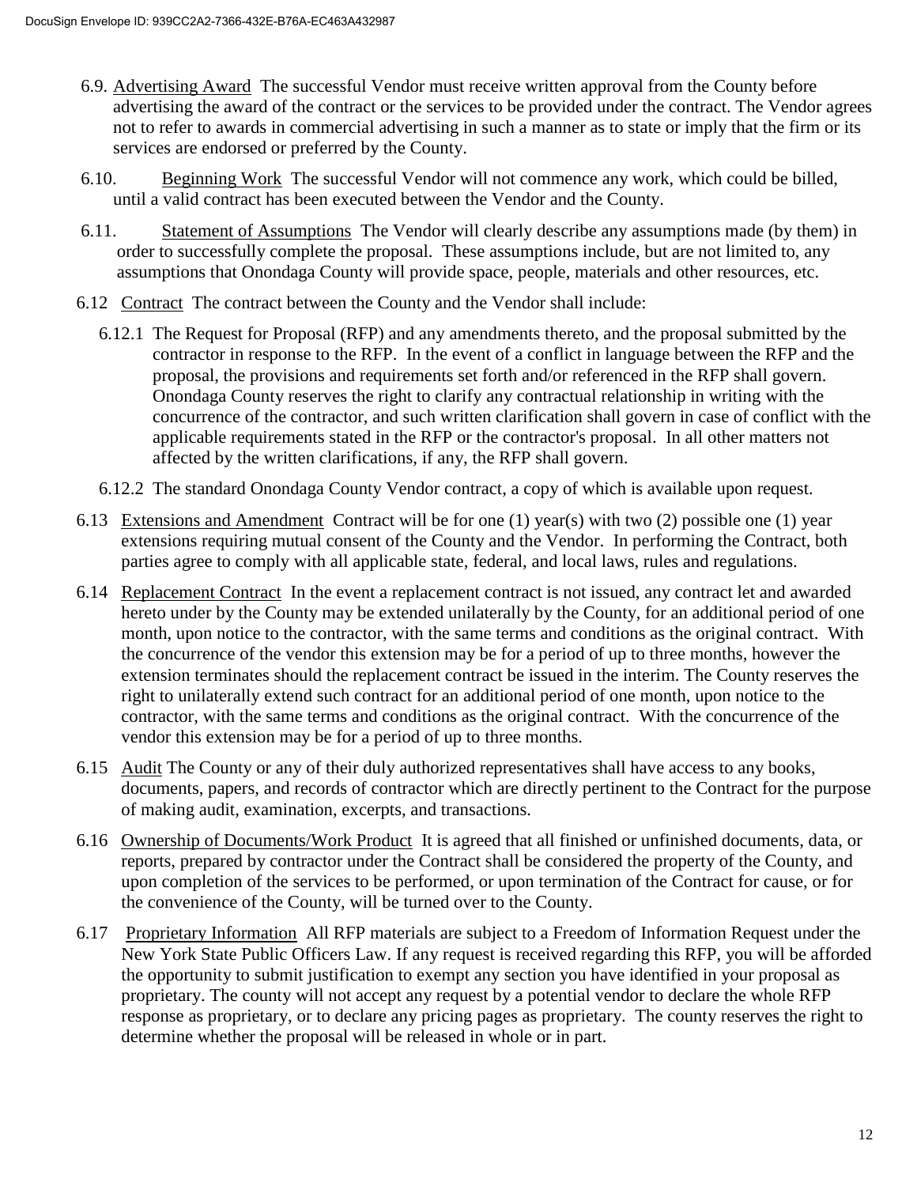6.9. Advertising Award  The successful Vendor must receive written approval from the County before advertising the award of the contract or the services to be provided under the contract. The Vendor agrees not to refer to awards in commercial advertising in such a manner as to state or imply that the firm or its services are endorsed or preferred by the County.

6.10. Beginning Work  The successful Vendor will not commence any work, which could be billed, until a valid contract has been executed between the Vendor and the County.

6.11. Statement of Assumptions  The Vendor will clearly describe any assumptions made (by them) in order to successfully complete the proposal. These assumptions include, but are not limited to, any assumptions that Onondaga County will provide space, people, materials and other resources, etc.

6.12 Contract  The contract between the County and the Vendor shall include:

6.12.1 The Request for Proposal (RFP) and any amendments thereto, and the proposal submitted by the contractor in response to the RFP. In the event of a conflict in language between the RFP and the proposal, the provisions and requirements set forth and/or referenced in the RFP shall govern. Onondaga County reserves the right to clarify any contractual relationship in writing with the concurrence of the contractor, and such written clarification shall govern in case of conflict with the applicable requirements stated in the RFP or the contractor's proposal. In all other matters not affected by the written clarifications, if any, the RFP shall govern.

6.12.2 The standard Onondaga County Vendor contract, a copy of which is available upon request.

6.13 Extensions and Amendment  Contract will be for one (1) year(s) with two (2) possible one (1) year extensions requiring mutual consent of the County and the Vendor. In performing the Contract, both parties agree to comply with all applicable state, federal, and local laws, rules and regulations.

6.14 Replacement Contract  In the event a replacement contract is not issued, any contract let and awarded hereto under by the County may be extended unilaterally by the County, for an additional period of one month, upon notice to the contractor, with the same terms and conditions as the original contract. With the concurrence of the vendor this extension may be for a period of up to three months, however the extension terminates should the replacement contract be issued in the interim. The County reserves the right to unilaterally extend such contract for an additional period of one month, upon notice to the contractor, with the same terms and conditions as the original contract. With the concurrence of the vendor this extension may be for a period of up to three months.

6.15 Audit The County or any of their duly authorized representatives shall have access to any books, documents, papers, and records of contractor which are directly pertinent to the Contract for the purpose of making audit, examination, excerpts, and transactions.

6.16 Ownership of Documents/Work Product  It is agreed that all finished or unfinished documents, data, or reports, prepared by contractor under the Contract shall be considered the property of the County, and upon completion of the services to be performed, or upon termination of the Contract for cause, or for the convenience of the County, will be turned over to the County.

6.17 Proprietary Information  All RFP materials are subject to a Freedom of Information Request under the New York State Public Officers Law. If any request is received regarding this RFP, you will be afforded the opportunity to submit justification to exempt any section you have identified in your proposal as proprietary. The county will not accept any request by a potential vendor to declare the whole RFP response as proprietary, or to declare any pricing pages as proprietary. The county reserves the right to determine whether the proposal will be released in whole or in part.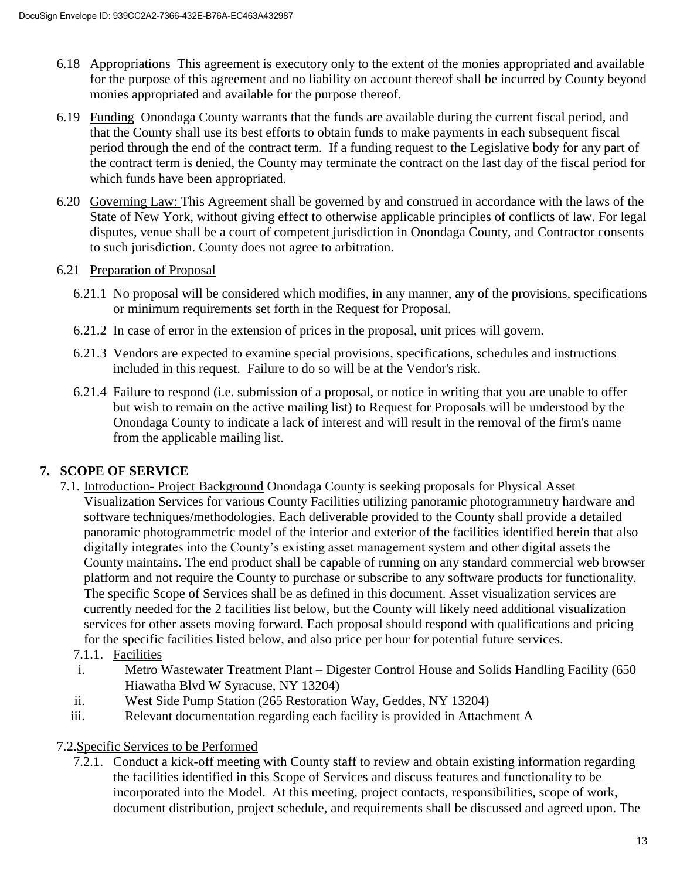6.18 Appropriations This agreement is executory only to the extent of the monies appropriated and available for the purpose of this agreement and no liability on account thereof shall be incurred by County beyond monies appropriated and available for the purpose thereof.

6.19 Funding Onondaga County warrants that the funds are available during the current fiscal period, and that the County shall use its best efforts to obtain funds to make payments in each subsequent fiscal period through the end of the contract term. If a funding request to the Legislative body for any part of the contract term is denied, the County may terminate the contract on the last day of the fiscal period for which funds have been appropriated.

6.20 Governing Law: This Agreement shall be governed by and construed in accordance with the laws of the State of New York, without giving effect to otherwise applicable principles of conflicts of law. For legal disputes, venue shall be a court of competent jurisdiction in Onondaga County, and Contractor consents to such jurisdiction. County does not agree to arbitration.

6.21 Preparation of Proposal

6.21.1 No proposal will be considered which modifies, in any manner, any of the provisions, specifications or minimum requirements set forth in the Request for Proposal.

6.21.2 In case of error in the extension of prices in the proposal, unit prices will govern.

6.21.3 Vendors are expected to examine special provisions, specifications, schedules and instructions included in this request. Failure to do so will be at the Vendor's risk.

6.21.4 Failure to respond (i.e. submission of a proposal, or notice in writing that you are unable to offer but wish to remain on the active mailing list) to Request for Proposals will be understood by the Onondaga County to indicate a lack of interest and will result in the removal of the firm's name from the applicable mailing list.

## 7. SCOPE OF SERVICE

7.1. Introduction- Project Background Onondaga County is seeking proposals for Physical Asset Visualization Services for various County Facilities utilizing panoramic photogrammetry hardware and software techniques/methodologies. Each deliverable provided to the County shall provide a detailed panoramic photogrammetric model of the interior and exterior of the facilities identified herein that also digitally integrates into the County's existing asset management system and other digital assets the County maintains. The end product shall be capable of running on any standard commercial web browser platform and not require the County to purchase or subscribe to any software products for functionality. The specific Scope of Services shall be as defined in this document. Asset visualization services are currently needed for the 2 facilities list below, but the County will likely need additional visualization services for other assets moving forward. Each proposal should respond with qualifications and pricing for the specific facilities listed below, and also price per hour for potential future services.

7.1.1. Facilities

i. Metro Wastewater Treatment Plant – Digester Control House and Solids Handling Facility (650 Hiawatha Blvd W Syracuse, NY 13204)

ii. West Side Pump Station (265 Restoration Way, Geddes, NY 13204)

iii. Relevant documentation regarding each facility is provided in Attachment A

7.2. Specific Services to be Performed

7.2.1. Conduct a kick-off meeting with County staff to review and obtain existing information regarding the facilities identified in this Scope of Services and discuss features and functionality to be incorporated into the Model. At this meeting, project contacts, responsibilities, scope of work, document distribution, project schedule, and requirements shall be discussed and agreed upon. The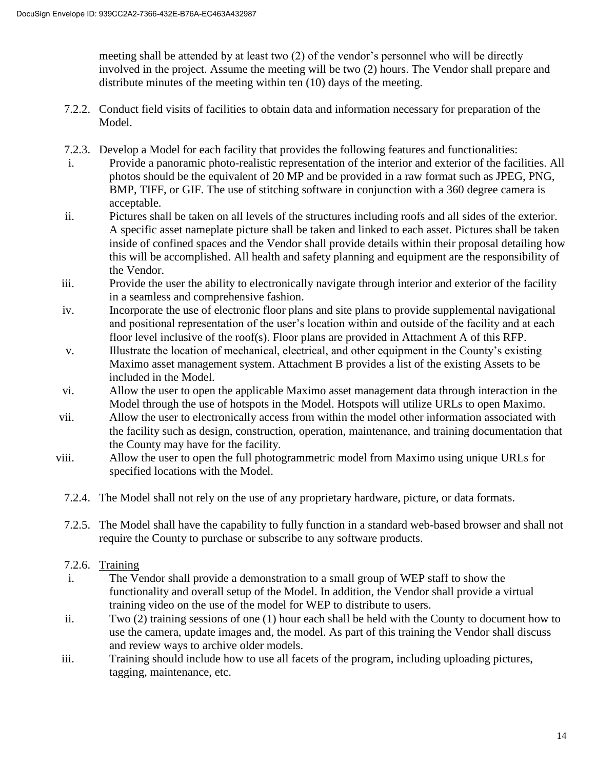meeting shall be attended by at least two (2) of the vendor's personnel who will be directly involved in the project. Assume the meeting will be two (2) hours. The Vendor shall prepare and distribute minutes of the meeting within ten (10) days of the meeting.

7.2.2. Conduct field visits of facilities to obtain data and information necessary for preparation of the Model.

7.2.3. Develop a Model for each facility that provides the following features and functionalities:

i. Provide a panoramic photo-realistic representation of the interior and exterior of the facilities. All photos should be the equivalent of 20 MP and be provided in a raw format such as JPEG, PNG, BMP, TIFF, or GIF. The use of stitching software in conjunction with a 360 degree camera is acceptable.

ii. Pictures shall be taken on all levels of the structures including roofs and all sides of the exterior. A specific asset nameplate picture shall be taken and linked to each asset. Pictures shall be taken inside of confined spaces and the Vendor shall provide details within their proposal detailing how this will be accomplished. All health and safety planning and equipment are the responsibility of the Vendor.

iii. Provide the user the ability to electronically navigate through interior and exterior of the facility in a seamless and comprehensive fashion.

iv. Incorporate the use of electronic floor plans and site plans to provide supplemental navigational and positional representation of the user's location within and outside of the facility and at each floor level inclusive of the roof(s). Floor plans are provided in Attachment A of this RFP.

v. Illustrate the location of mechanical, electrical, and other equipment in the County's existing Maximo asset management system. Attachment B provides a list of the existing Assets to be included in the Model.

vi. Allow the user to open the applicable Maximo asset management data through interaction in the Model through the use of hotspots in the Model. Hotspots will utilize URLs to open Maximo.

vii. Allow the user to electronically access from within the model other information associated with the facility such as design, construction, operation, maintenance, and training documentation that the County may have for the facility.

viii. Allow the user to open the full photogrammetric model from Maximo using unique URLs for specified locations with the Model.

7.2.4. The Model shall not rely on the use of any proprietary hardware, picture, or data formats.

7.2.5. The Model shall have the capability to fully function in a standard web-based browser and shall not require the County to purchase or subscribe to any software products.

7.2.6. <u>Training</u>

i. The Vendor shall provide a demonstration to a small group of WEP staff to show the functionality and overall setup of the Model. In addition, the Vendor shall provide a virtual training video on the use of the model for WEP to distribute to users.

ii. Two (2) training sessions of one (1) hour each shall be held with the County to document how to use the camera, update images and, the model. As part of this training the Vendor shall discuss and review ways to archive older models.

iii. Training should include how to use all facets of the program, including uploading pictures, tagging, maintenance, etc.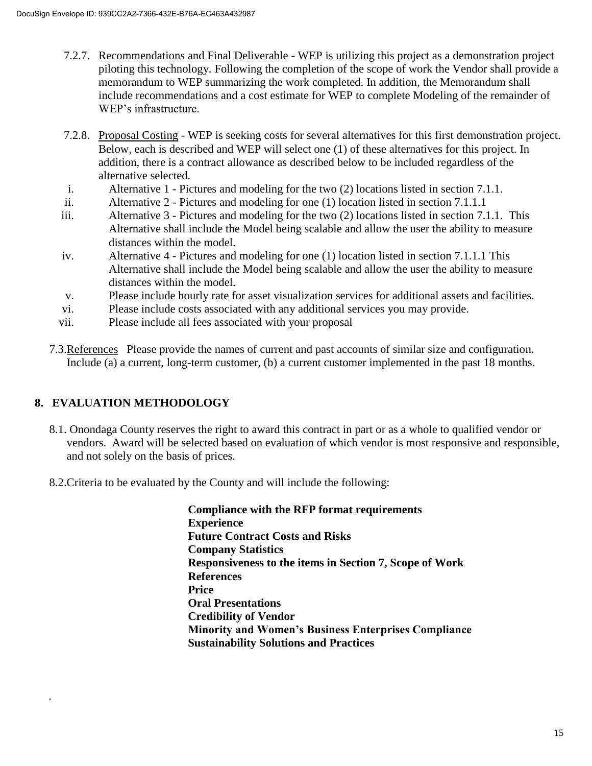7.2.7. Recommendations and Final Deliverable - WEP is utilizing this project as a demonstration project piloting this technology. Following the completion of the scope of work the Vendor shall provide a memorandum to WEP summarizing the work completed. In addition, the Memorandum shall include recommendations and a cost estimate for WEP to complete Modeling of the remainder of WEP's infrastructure.

7.2.8. Proposal Costing - WEP is seeking costs for several alternatives for this first demonstration project. Below, each is described and WEP will select one (1) of these alternatives for this project. In addition, there is a contract allowance as described below to be included regardless of the alternative selected.

i. Alternative 1 - Pictures and modeling for the two (2) locations listed in section 7.1.1.

ii. Alternative 2 - Pictures and modeling for one (1) location listed in section 7.1.1.1

iii. Alternative 3 - Pictures and modeling for the two (2) locations listed in section 7.1.1. This Alternative shall include the Model being scalable and allow the user the ability to measure distances within the model.

iv. Alternative 4 - Pictures and modeling for one (1) location listed in section 7.1.1.1 This Alternative shall include the Model being scalable and allow the user the ability to measure distances within the model.

v. Please include hourly rate for asset visualization services for additional assets and facilities.

vi. Please include costs associated with any additional services you may provide.

vii. Please include all fees associated with your proposal

7.3. References Please provide the names of current and past accounts of similar size and configuration. Include (a) a current, long-term customer, (b) a current customer implemented in the past 18 months.

## 8. EVALUATION METHODOLOGY

8.1. Onondaga County reserves the right to award this contract in part or as a whole to qualified vendor or vendors. Award will be selected based on evaluation of which vendor is most responsive and responsible, and not solely on the basis of prices.

8.2. Criteria to be evaluated by the County and will include the following:

**Compliance with the RFP format requirements**
**Experience**
**Future Contract Costs and Risks**
**Company Statistics**
**Responsiveness to the items in Section 7, Scope of Work**
**References**
**Price**
**Oral Presentations**
**Credibility of Vendor**
**Minority and Women's Business Enterprises Compliance**
**Sustainability Solutions and Practices**